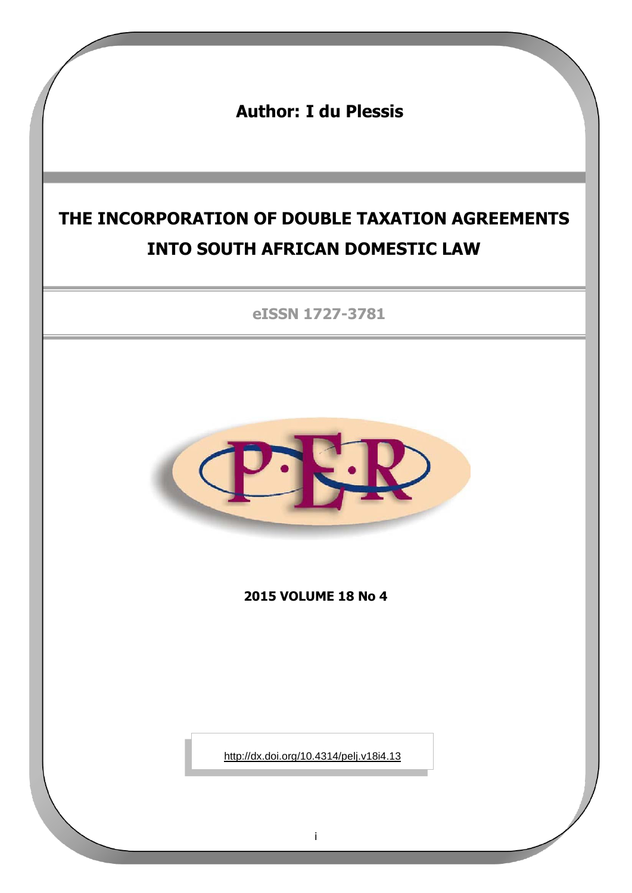**Author: I du Plessis**

# THE INCORPORATION OF DOUBLE TAXATION AGREEMENTS INTO SOUTH AFRICAN DOMESTIC LAW

**eISSN 1727-3781**

**2015 VOLUME 18 No 4**

http://dx.doi.org/10.4314/pelj.v18i4.13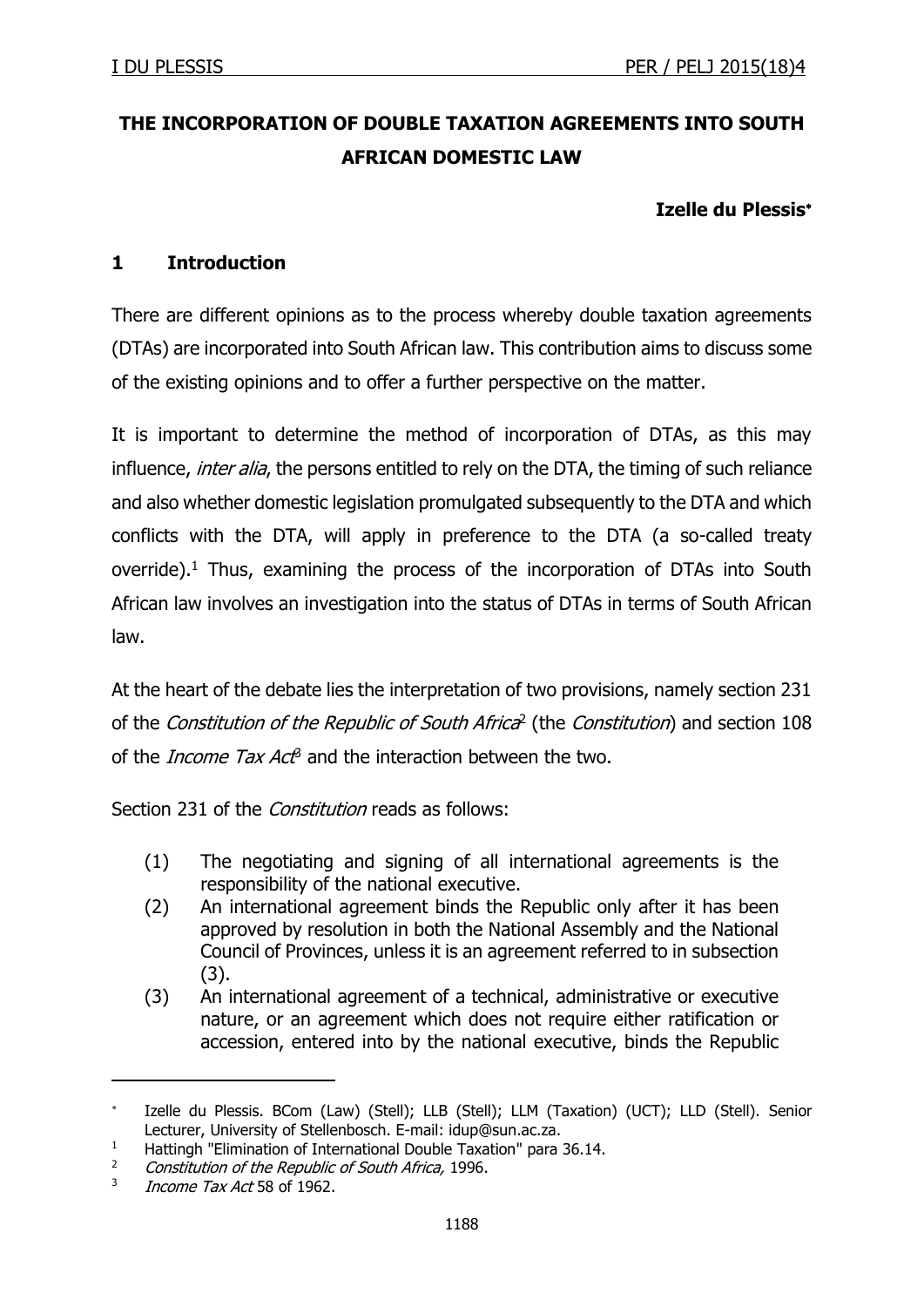# THE INCORPORATION OF DOUBLE TAXATION AGREEMENTS INTO SOUTH AFRICAN DOMESTIC LAW

**Izelle du Plessis***

## 1 Introduction

There are different opinions as to the process whereby double taxation agreements (DTAs) are incorporated into South African law. This contribution aims to discuss some of the existing opinions and to offer a further perspective on the matter.

It is important to determine the method of incorporation of DTAs, as this may influence, *inter alia*, the persons entitled to rely on the DTA, the timing of such reliance and also whether domestic legislation promulgated subsequently to the DTA and which conflicts with the DTA, will apply in preference to the DTA (a so-called treaty override).[1] Thus, examining the process of the incorporation of DTAs into South African law involves an investigation into the status of DTAs in terms of South African law.

At the heart of the debate lies the interpretation of two provisions, namely section 231 of the *Constitution of the Republic of South Africa*[2] (the *Constitution*) and section 108 of the *Income Tax Act*[3] and the interaction between the two.

Section 231 of the *Constitution* reads as follows:

> (1) The negotiating and signing of all international agreements is the responsibility of the national executive.
>
> (2) An international agreement binds the Republic only after it has been approved by resolution in both the National Assembly and the National Council of Provinces, unless it is an agreement referred to in subsection (3).
>
> (3) An international agreement of a technical, administrative or executive nature, or an agreement which does not require either ratification or accession, entered into by the national executive, binds the Republic

---

\* Izelle du Plessis. BCom (Law) (Stell); LLB (Stell); LLM (Taxation) (UCT); LLD (Stell). Senior Lecturer, University of Stellenbosch. E-mail: idup@sun.ac.za.

1 Hattingh "Elimination of International Double Taxation" para 36.14.

2 *Constitution of the Republic of South Africa,* 1996.

3 *Income Tax Act* 58 of 1962.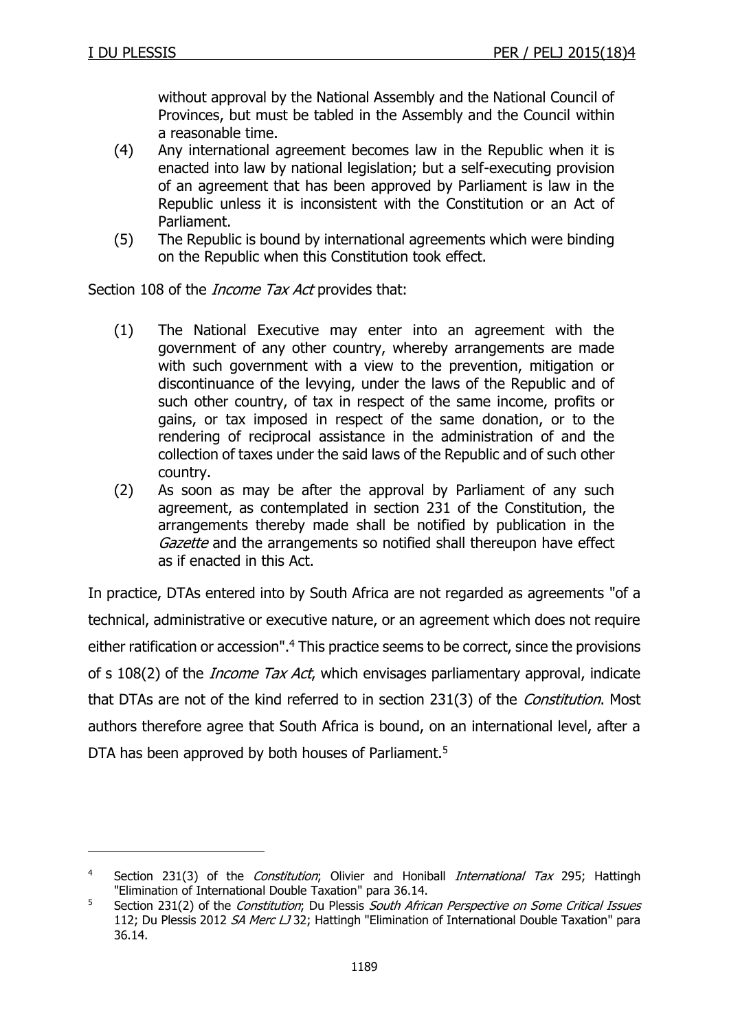without approval by the National Assembly and the National Council of Provinces, but must be tabled in the Assembly and the Council within a reasonable time.

(4) Any international agreement becomes law in the Republic when it is enacted into law by national legislation; but a self-executing provision of an agreement that has been approved by Parliament is law in the Republic unless it is inconsistent with the Constitution or an Act of Parliament.

(5) The Republic is bound by international agreements which were binding on the Republic when this Constitution took effect.

Section 108 of the *Income Tax Act* provides that:

(1) The National Executive may enter into an agreement with the government of any other country, whereby arrangements are made with such government with a view to the prevention, mitigation or discontinuance of the levying, under the laws of the Republic and of such other country, of tax in respect of the same income, profits or gains, or tax imposed in respect of the same donation, or to the rendering of reciprocal assistance in the administration of and the collection of taxes under the said laws of the Republic and of such other country.

(2) As soon as may be after the approval by Parliament of any such agreement, as contemplated in section 231 of the Constitution, the arrangements thereby made shall be notified by publication in the *Gazette* and the arrangements so notified shall thereupon have effect as if enacted in this Act.

In practice, DTAs entered into by South Africa are not regarded as agreements "of a technical, administrative or executive nature, or an agreement which does not require either ratification or accession".[4] This practice seems to be correct, since the provisions of s 108(2) of the *Income Tax Act*, which envisages parliamentary approval, indicate that DTAs are not of the kind referred to in section 231(3) of the *Constitution*. Most authors therefore agree that South Africa is bound, on an international level, after a DTA has been approved by both houses of Parliament.[5]

---

[4] Section 231(3) of the *Constitution*; Olivier and Honiball *International Tax* 295; Hattingh "Elimination of International Double Taxation" para 36.14.

[5] Section 231(2) of the *Constitution*; Du Plessis *South African Perspective on Some Critical Issues* 112; Du Plessis 2012 *SA Merc LJ* 32; Hattingh "Elimination of International Double Taxation" para 36.14.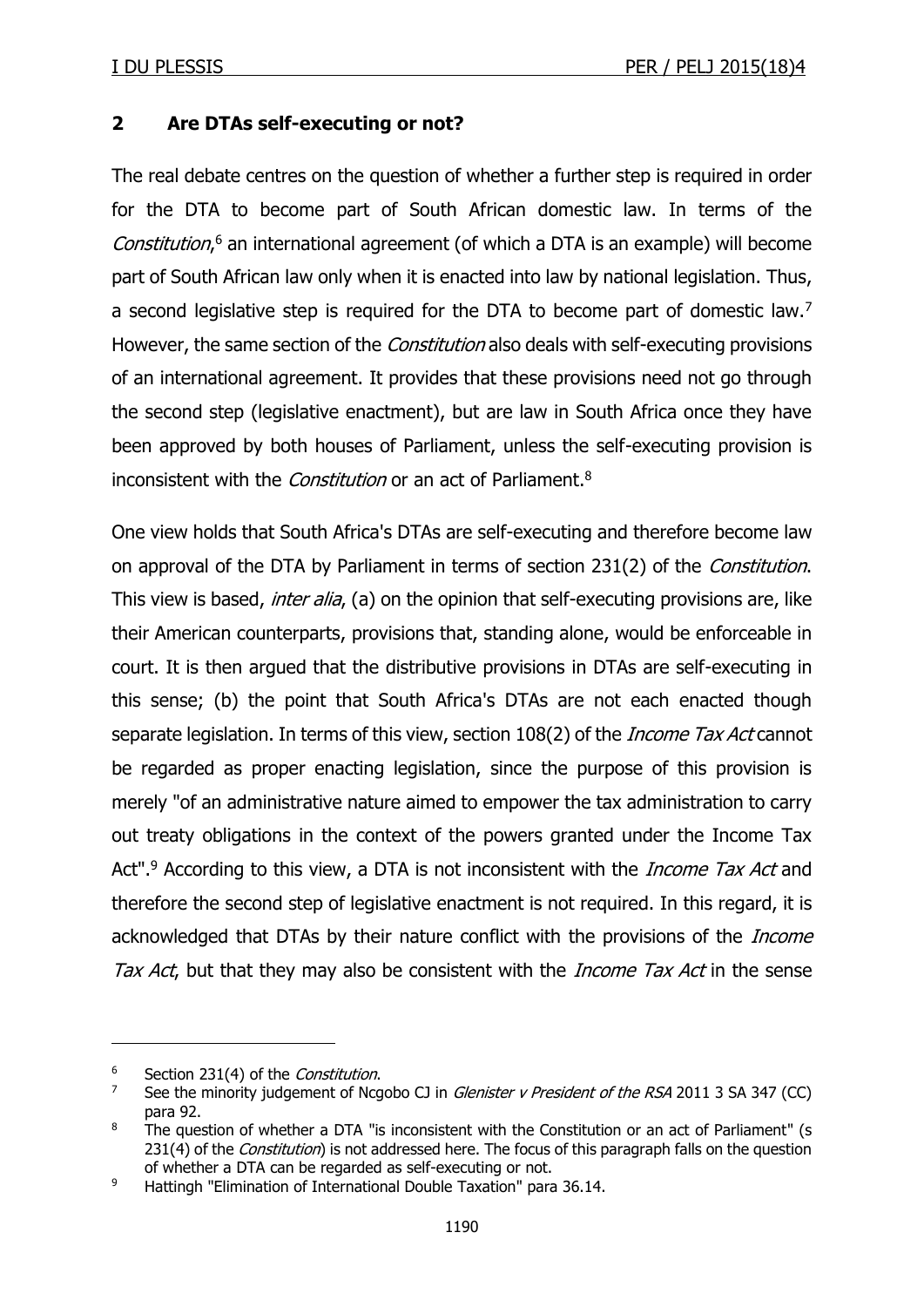## 2 Are DTAs self-executing or not?

The real debate centres on the question of whether a further step is required in order for the DTA to become part of South African domestic law. In terms of the *Constitution*,[6] an international agreement (of which a DTA is an example) will become part of South African law only when it is enacted into law by national legislation. Thus, a second legislative step is required for the DTA to become part of domestic law.[7] However, the same section of the *Constitution* also deals with self-executing provisions of an international agreement. It provides that these provisions need not go through the second step (legislative enactment), but are law in South Africa once they have been approved by both houses of Parliament, unless the self-executing provision is inconsistent with the *Constitution* or an act of Parliament.[8]

One view holds that South Africa's DTAs are self-executing and therefore become law on approval of the DTA by Parliament in terms of section 231(2) of the *Constitution*. This view is based, *inter alia*, (a) on the opinion that self-executing provisions are, like their American counterparts, provisions that, standing alone, would be enforceable in court. It is then argued that the distributive provisions in DTAs are self-executing in this sense; (b) the point that South Africa's DTAs are not each enacted though separate legislation. In terms of this view, section 108(2) of the *Income Tax Act* cannot be regarded as proper enacting legislation, since the purpose of this provision is merely "of an administrative nature aimed to empower the tax administration to carry out treaty obligations in the context of the powers granted under the Income Tax Act".[9] According to this view, a DTA is not inconsistent with the *Income Tax Act* and therefore the second step of legislative enactment is not required. In this regard, it is acknowledged that DTAs by their nature conflict with the provisions of the *Income Tax Act*, but that they may also be consistent with the *Income Tax Act* in the sense

---

[6] Section 231(4) of the *Constitution*.

[7] See the minority judgement of Ncgobo CJ in *Glenister v President of the RSA* 2011 3 SA 347 (CC) para 92.

[8] The question of whether a DTA "is inconsistent with the Constitution or an act of Parliament" (s 231(4) of the *Constitution*) is not addressed here. The focus of this paragraph falls on the question of whether a DTA can be regarded as self-executing or not.

[9] Hattingh "Elimination of International Double Taxation" para 36.14.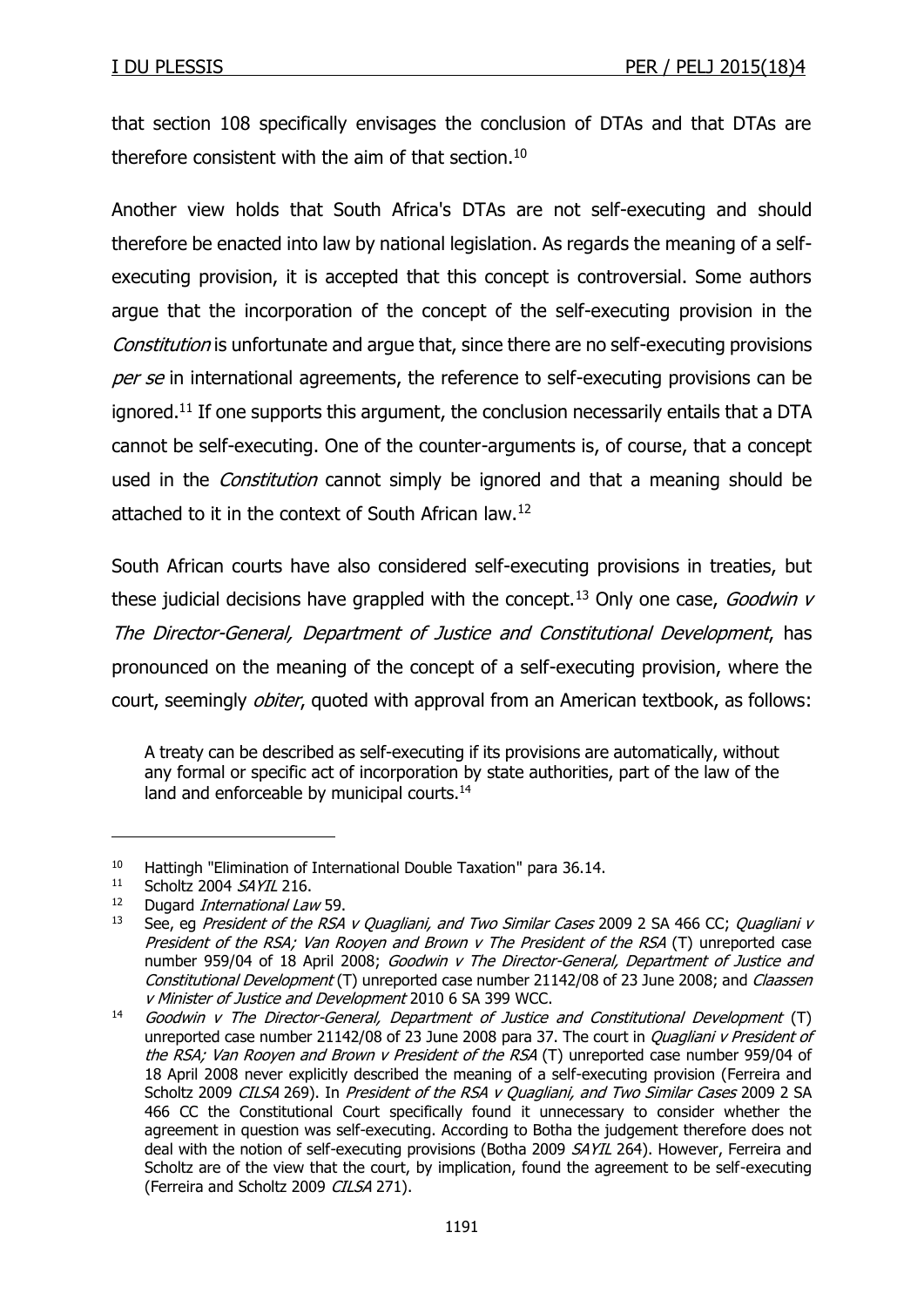that section 108 specifically envisages the conclusion of DTAs and that DTAs are therefore consistent with the aim of that section.[10]

Another view holds that South Africa's DTAs are not self-executing and should therefore be enacted into law by national legislation. As regards the meaning of a self-executing provision, it is accepted that this concept is controversial. Some authors argue that the incorporation of the concept of the self-executing provision in the *Constitution* is unfortunate and argue that, since there are no self-executing provisions *per se* in international agreements, the reference to self-executing provisions can be ignored.[11] If one supports this argument, the conclusion necessarily entails that a DTA cannot be self-executing. One of the counter-arguments is, of course, that a concept used in the *Constitution* cannot simply be ignored and that a meaning should be attached to it in the context of South African law.[12]

South African courts have also considered self-executing provisions in treaties, but these judicial decisions have grappled with the concept.[13] Only one case, *Goodwin v The Director-General, Department of Justice and Constitutional Development*, has pronounced on the meaning of the concept of a self-executing provision, where the court, seemingly *obiter*, quoted with approval from an American textbook, as follows:

> A treaty can be described as self-executing if its provisions are automatically, without any formal or specific act of incorporation by state authorities, part of the law of the land and enforceable by municipal courts.[14]

---

[10] Hattingh "Elimination of International Double Taxation" para 36.14.

[11] Scholtz 2004 *SAYIL* 216.

[12] Dugard *International Law* 59.

[13] See, eg *President of the RSA v Quagliani, and Two Similar Cases* 2009 2 SA 466 CC; *Quagliani v President of the RSA; Van Rooyen and Brown v The President of the RSA* (T) unreported case number 959/04 of 18 April 2008; *Goodwin v The Director-General, Department of Justice and Constitutional Development* (T) unreported case number 21142/08 of 23 June 2008; and *Claassen v Minister of Justice and Development* 2010 6 SA 399 WCC.

[14] *Goodwin v The Director-General, Department of Justice and Constitutional Development* (T) unreported case number 21142/08 of 23 June 2008 para 37. The court in *Quagliani v President of the RSA; Van Rooyen and Brown v President of the RSA* (T) unreported case number 959/04 of 18 April 2008 never explicitly described the meaning of a self-executing provision (Ferreira and Scholtz 2009 *CILSA* 269). In *President of the RSA v Quagliani, and Two Similar Cases* 2009 2 SA 466 CC the Constitutional Court specifically found it unnecessary to consider whether the agreement in question was self-executing. According to Botha the judgement therefore does not deal with the notion of self-executing provisions (Botha 2009 *SAYIL* 264). However, Ferreira and Scholtz are of the view that the court, by implication, found the agreement to be self-executing (Ferreira and Scholtz 2009 *CILSA* 271).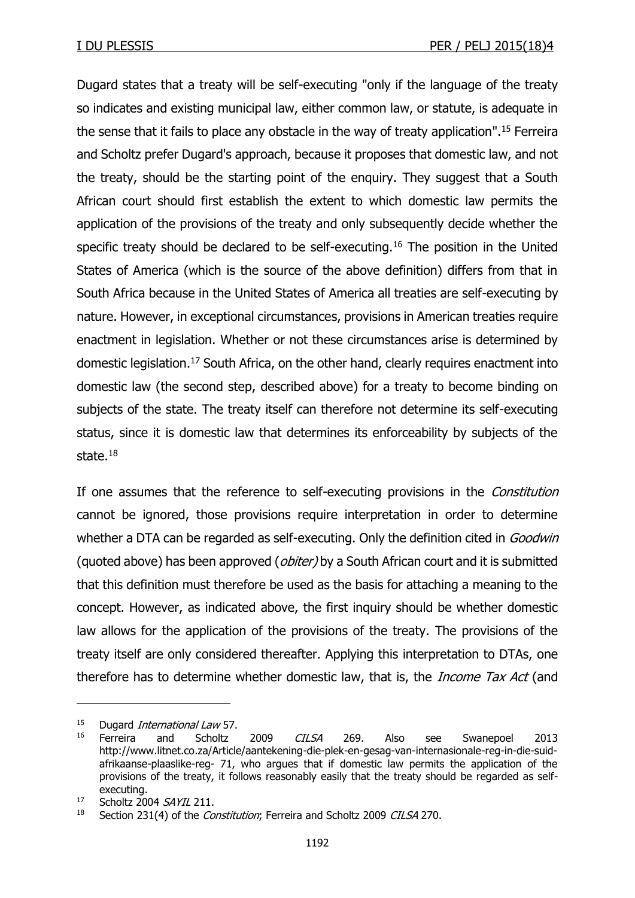Dugard states that a treaty will be self-executing "only if the language of the treaty so indicates and existing municipal law, either common law, or statute, is adequate in the sense that it fails to place any obstacle in the way of treaty application".[15] Ferreira and Scholtz prefer Dugard's approach, because it proposes that domestic law, and not the treaty, should be the starting point of the enquiry. They suggest that a South African court should first establish the extent to which domestic law permits the application of the provisions of the treaty and only subsequently decide whether the specific treaty should be declared to be self-executing.[16] The position in the United States of America (which is the source of the above definition) differs from that in South Africa because in the United States of America all treaties are self-executing by nature. However, in exceptional circumstances, provisions in American treaties require enactment in legislation. Whether or not these circumstances arise is determined by domestic legislation.[17] South Africa, on the other hand, clearly requires enactment into domestic law (the second step, described above) for a treaty to become binding on subjects of the state. The treaty itself can therefore not determine its self-executing status, since it is domestic law that determines its enforceability by subjects of the state.[18]

If one assumes that the reference to self-executing provisions in the *Constitution* cannot be ignored, those provisions require interpretation in order to determine whether a DTA can be regarded as self-executing. Only the definition cited in *Goodwin* (quoted above) has been approved (*obiter)* by a South African court and it is submitted that this definition must therefore be used as the basis for attaching a meaning to the concept. However, as indicated above, the first inquiry should be whether domestic law allows for the application of the provisions of the treaty. The provisions of the treaty itself are only considered thereafter. Applying this interpretation to DTAs, one therefore has to determine whether domestic law, that is, the *Income Tax Act* (and

---

15 Dugard *International Law* 57.

16 Ferreira and Scholtz 2009 *CILSA* 269. Also see Swanepoel 2013 http://www.litnet.co.za/Article/aantekening-die-plek-en-gesag-van-internasionale-reg-in-die-suid-afrikaanse-plaaslike-reg- 71, who argues that if domestic law permits the application of the provisions of the treaty, it follows reasonably easily that the treaty should be regarded as self-executing.

17 Scholtz 2004 *SAYIL* 211.

18 Section 231(4) of the *Constitution*; Ferreira and Scholtz 2009 *CILSA* 270.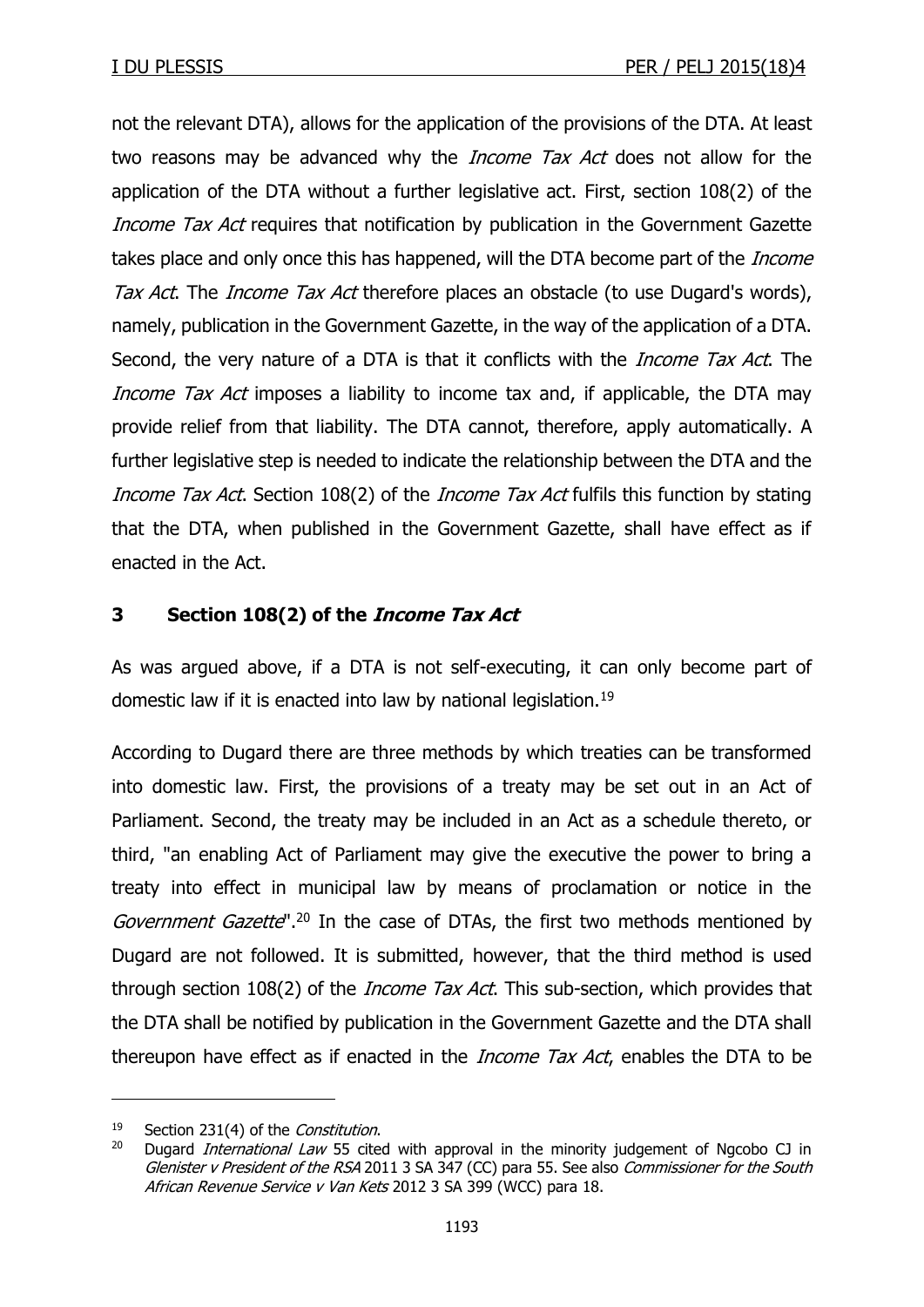not the relevant DTA), allows for the application of the provisions of the DTA. At least two reasons may be advanced why the *Income Tax Act* does not allow for the application of the DTA without a further legislative act. First, section 108(2) of the *Income Tax Act* requires that notification by publication in the Government Gazette takes place and only once this has happened, will the DTA become part of the *Income Tax Act*. The *Income Tax Act* therefore places an obstacle (to use Dugard's words), namely, publication in the Government Gazette, in the way of the application of a DTA. Second, the very nature of a DTA is that it conflicts with the *Income Tax Act*. The *Income Tax Act* imposes a liability to income tax and, if applicable, the DTA may provide relief from that liability. The DTA cannot, therefore, apply automatically. A further legislative step is needed to indicate the relationship between the DTA and the *Income Tax Act*. Section 108(2) of the *Income Tax Act* fulfils this function by stating that the DTA, when published in the Government Gazette, shall have effect as if enacted in the Act.

## 3 Section 108(2) of the *Income Tax Act*

As was argued above, if a DTA is not self-executing, it can only become part of domestic law if it is enacted into law by national legislation.[19]

According to Dugard there are three methods by which treaties can be transformed into domestic law. First, the provisions of a treaty may be set out in an Act of Parliament. Second, the treaty may be included in an Act as a schedule thereto, or third, "an enabling Act of Parliament may give the executive the power to bring a treaty into effect in municipal law by means of proclamation or notice in the *Government Gazette*".[20] In the case of DTAs, the first two methods mentioned by Dugard are not followed. It is submitted, however, that the third method is used through section 108(2) of the *Income Tax Act*. This sub-section, which provides that the DTA shall be notified by publication in the Government Gazette and the DTA shall thereupon have effect as if enacted in the *Income Tax Act*, enables the DTA to be

---

[19] Section 231(4) of the *Constitution*.

[20] Dugard *International Law* 55 cited with approval in the minority judgement of Ngcobo CJ in *Glenister v President of the RSA* 2011 3 SA 347 (CC) para 55. See also *Commissioner for the South African Revenue Service v Van Kets* 2012 3 SA 399 (WCC) para 18.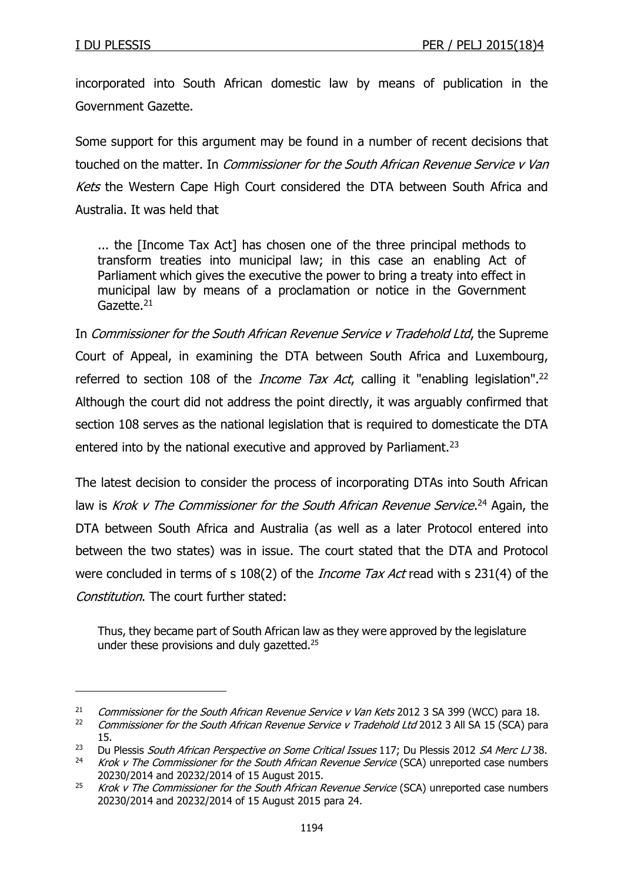incorporated into South African domestic law by means of publication in the Government Gazette.

Some support for this argument may be found in a number of recent decisions that touched on the matter. In *Commissioner for the South African Revenue Service v Van Kets* the Western Cape High Court considered the DTA between South Africa and Australia. It was held that

> ... the [Income Tax Act] has chosen one of the three principal methods to transform treaties into municipal law; in this case an enabling Act of Parliament which gives the executive the power to bring a treaty into effect in municipal law by means of a proclamation or notice in the Government Gazette.[21]

In *Commissioner for the South African Revenue Service v Tradehold Ltd*, the Supreme Court of Appeal, in examining the DTA between South Africa and Luxembourg, referred to section 108 of the *Income Tax Act*, calling it "enabling legislation".[22] Although the court did not address the point directly, it was arguably confirmed that section 108 serves as the national legislation that is required to domesticate the DTA entered into by the national executive and approved by Parliament.[23]

The latest decision to consider the process of incorporating DTAs into South African law is *Krok v The Commissioner for the South African Revenue Service*.[24] Again, the DTA between South Africa and Australia (as well as a later Protocol entered into between the two states) was in issue. The court stated that the DTA and Protocol were concluded in terms of s 108(2) of the *Income Tax Act* read with s 231(4) of the *Constitution*. The court further stated:

> Thus, they became part of South African law as they were approved by the legislature under these provisions and duly gazetted.[25]

---

[21] *Commissioner for the South African Revenue Service v Van Kets* 2012 3 SA 399 (WCC) para 18.

[22] *Commissioner for the South African Revenue Service v Tradehold Ltd* 2012 3 All SA 15 (SCA) para 15.

[23] Du Plessis *South African Perspective on Some Critical Issues* 117; Du Plessis 2012 *SA Merc LJ* 38.

[24] *Krok v The Commissioner for the South African Revenue Service* (SCA) unreported case numbers 20230/2014 and 20232/2014 of 15 August 2015.

[25] *Krok v The Commissioner for the South African Revenue Service* (SCA) unreported case numbers 20230/2014 and 20232/2014 of 15 August 2015 para 24.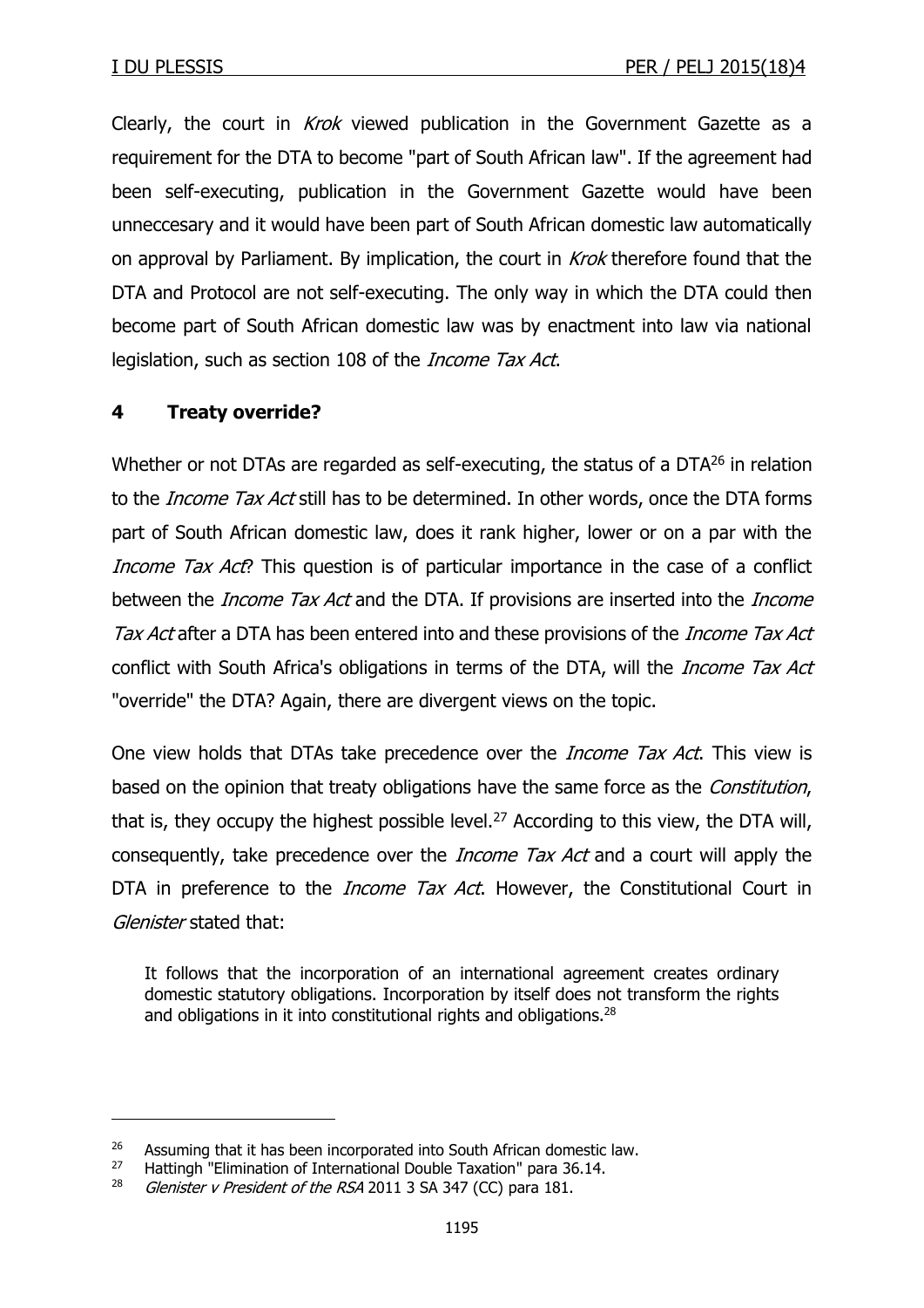Clearly, the court in *Krok* viewed publication in the Government Gazette as a requirement for the DTA to become "part of South African law". If the agreement had been self-executing, publication in the Government Gazette would have been unneccesary and it would have been part of South African domestic law automatically on approval by Parliament. By implication, the court in *Krok* therefore found that the DTA and Protocol are not self-executing. The only way in which the DTA could then become part of South African domestic law was by enactment into law via national legislation, such as section 108 of the *Income Tax Act*.

## 4 Treaty override?

Whether or not DTAs are regarded as self-executing, the status of a DTA[26] in relation to the *Income Tax Act* still has to be determined. In other words, once the DTA forms part of South African domestic law, does it rank higher, lower or on a par with the *Income Tax Act*? This question is of particular importance in the case of a conflict between the *Income Tax Act* and the DTA. If provisions are inserted into the *Income Tax Act* after a DTA has been entered into and these provisions of the *Income Tax Act* conflict with South Africa's obligations in terms of the DTA, will the *Income Tax Act* "override" the DTA? Again, there are divergent views on the topic.

One view holds that DTAs take precedence over the *Income Tax Act*. This view is based on the opinion that treaty obligations have the same force as the *Constitution*, that is, they occupy the highest possible level.[27] According to this view, the DTA will, consequently, take precedence over the *Income Tax Act* and a court will apply the DTA in preference to the *Income Tax Act*. However, the Constitutional Court in *Glenister* stated that:

> It follows that the incorporation of an international agreement creates ordinary domestic statutory obligations. Incorporation by itself does not transform the rights and obligations in it into constitutional rights and obligations.[28]

---

[26] Assuming that it has been incorporated into South African domestic law.

[27] Hattingh "Elimination of International Double Taxation" para 36.14.

[28] *Glenister v President of the RSA* 2011 3 SA 347 (CC) para 181.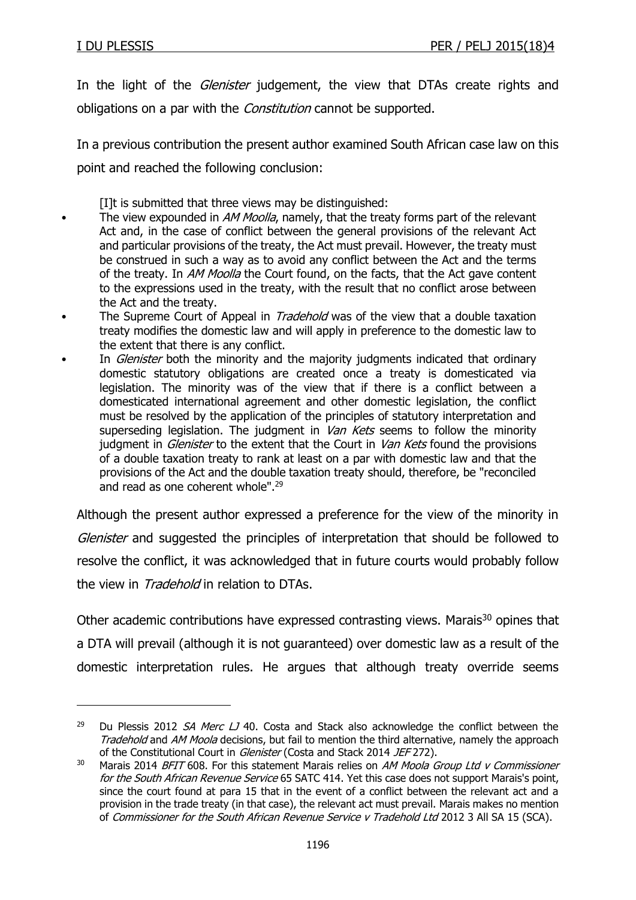In the light of the *Glenister* judgement, the view that DTAs create rights and obligations on a par with the *Constitution* cannot be supported.

In a previous contribution the present author examined South African case law on this point and reached the following conclusion:

> [I]t is submitted that three views may be distinguished:
>
> - The view expounded in *AM Moolla*, namely, that the treaty forms part of the relevant Act and, in the case of conflict between the general provisions of the relevant Act and particular provisions of the treaty, the Act must prevail. However, the treaty must be construed in such a way as to avoid any conflict between the Act and the terms of the treaty. In *AM Moolla* the Court found, on the facts, that the Act gave content to the expressions used in the treaty, with the result that no conflict arose between the Act and the treaty.
> - The Supreme Court of Appeal in *Tradehold* was of the view that a double taxation treaty modifies the domestic law and will apply in preference to the domestic law to the extent that there is any conflict.
> - In *Glenister* both the minority and the majority judgments indicated that ordinary domestic statutory obligations are created once a treaty is domesticated via legislation. The minority was of the view that if there is a conflict between a domesticated international agreement and other domestic legislation, the conflict must be resolved by the application of the principles of statutory interpretation and superseding legislation. The judgment in *Van Kets* seems to follow the minority judgment in *Glenister* to the extent that the Court in *Van Kets* found the provisions of a double taxation treaty to rank at least on a par with domestic law and that the provisions of the Act and the double taxation treaty should, therefore, be "reconciled and read as one coherent whole".[29]

Although the present author expressed a preference for the view of the minority in *Glenister* and suggested the principles of interpretation that should be followed to resolve the conflict, it was acknowledged that in future courts would probably follow the view in *Tradehold* in relation to DTAs.

Other academic contributions have expressed contrasting views. Marais[30] opines that a DTA will prevail (although it is not guaranteed) over domestic law as a result of the domestic interpretation rules. He argues that although treaty override seems

---

[29] Du Plessis 2012 *SA Merc LJ* 40. Costa and Stack also acknowledge the conflict between the *Tradehold* and *AM Moola* decisions, but fail to mention the third alternative, namely the approach of the Constitutional Court in *Glenister* (Costa and Stack 2014 *JEF* 272).

[30] Marais 2014 *BFIT* 608. For this statement Marais relies on *AM Moola Group Ltd v Commissioner for the South African Revenue Service* 65 SATC 414. Yet this case does not support Marais's point, since the court found at para 15 that in the event of a conflict between the relevant act and a provision in the trade treaty (in that case), the relevant act must prevail. Marais makes no mention of *Commissioner for the South African Revenue Service v Tradehold Ltd* 2012 3 All SA 15 (SCA).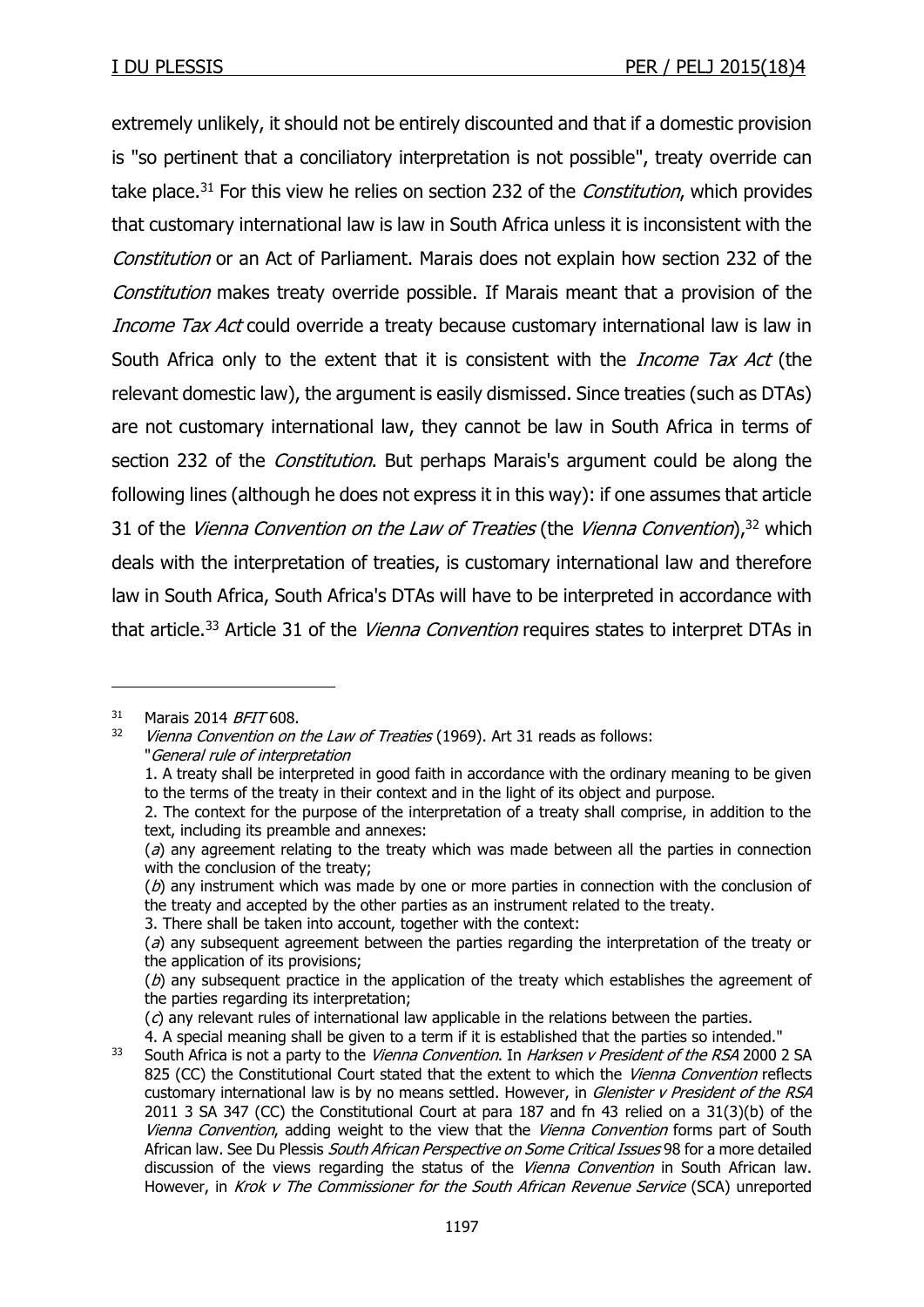extremely unlikely, it should not be entirely discounted and that if a domestic provision is "so pertinent that a conciliatory interpretation is not possible", treaty override can take place.[31] For this view he relies on section 232 of the *Constitution*, which provides that customary international law is law in South Africa unless it is inconsistent with the *Constitution* or an Act of Parliament. Marais does not explain how section 232 of the *Constitution* makes treaty override possible. If Marais meant that a provision of the *Income Tax Act* could override a treaty because customary international law is law in South Africa only to the extent that it is consistent with the *Income Tax Act* (the relevant domestic law), the argument is easily dismissed. Since treaties (such as DTAs) are not customary international law, they cannot be law in South Africa in terms of section 232 of the *Constitution*. But perhaps Marais's argument could be along the following lines (although he does not express it in this way): if one assumes that article 31 of the *Vienna Convention on the Law of Treaties* (the *Vienna Convention*),[32] which deals with the interpretation of treaties, is customary international law and therefore law in South Africa, South Africa's DTAs will have to be interpreted in accordance with that article.[33] Article 31 of the *Vienna Convention* requires states to interpret DTAs in

---

[31] Marais 2014 *BFIT* 608.

[32] *Vienna Convention on the Law of Treaties* (1969). Art 31 reads as follows:
"*General rule of interpretation*
1. A treaty shall be interpreted in good faith in accordance with the ordinary meaning to be given to the terms of the treaty in their context and in the light of its object and purpose.
2. The context for the purpose of the interpretation of a treaty shall comprise, in addition to the text, including its preamble and annexes:
(*a*) any agreement relating to the treaty which was made between all the parties in connection with the conclusion of the treaty;
(*b*) any instrument which was made by one or more parties in connection with the conclusion of the treaty and accepted by the other parties as an instrument related to the treaty.
3. There shall be taken into account, together with the context:
(*a*) any subsequent agreement between the parties regarding the interpretation of the treaty or the application of its provisions;
(*b*) any subsequent practice in the application of the treaty which establishes the agreement of the parties regarding its interpretation;
(*c*) any relevant rules of international law applicable in the relations between the parties.
4. A special meaning shall be given to a term if it is established that the parties so intended."

[33] South Africa is not a party to the *Vienna Convention*. In *Harksen v President of the RSA* 2000 2 SA 825 (CC) the Constitutional Court stated that the extent to which the *Vienna Convention* reflects customary international law is by no means settled. However, in *Glenister v President of the RSA* 2011 3 SA 347 (CC) the Constitutional Court at para 187 and fn 43 relied on a 31(3)(b) of the *Vienna Convention*, adding weight to the view that the *Vienna Convention* forms part of South African law. See Du Plessis *South African Perspective on Some Critical Issues* 98 for a more detailed discussion of the views regarding the status of the *Vienna Convention* in South African law. However, in *Krok v The Commissioner for the South African Revenue Service* (SCA) unreported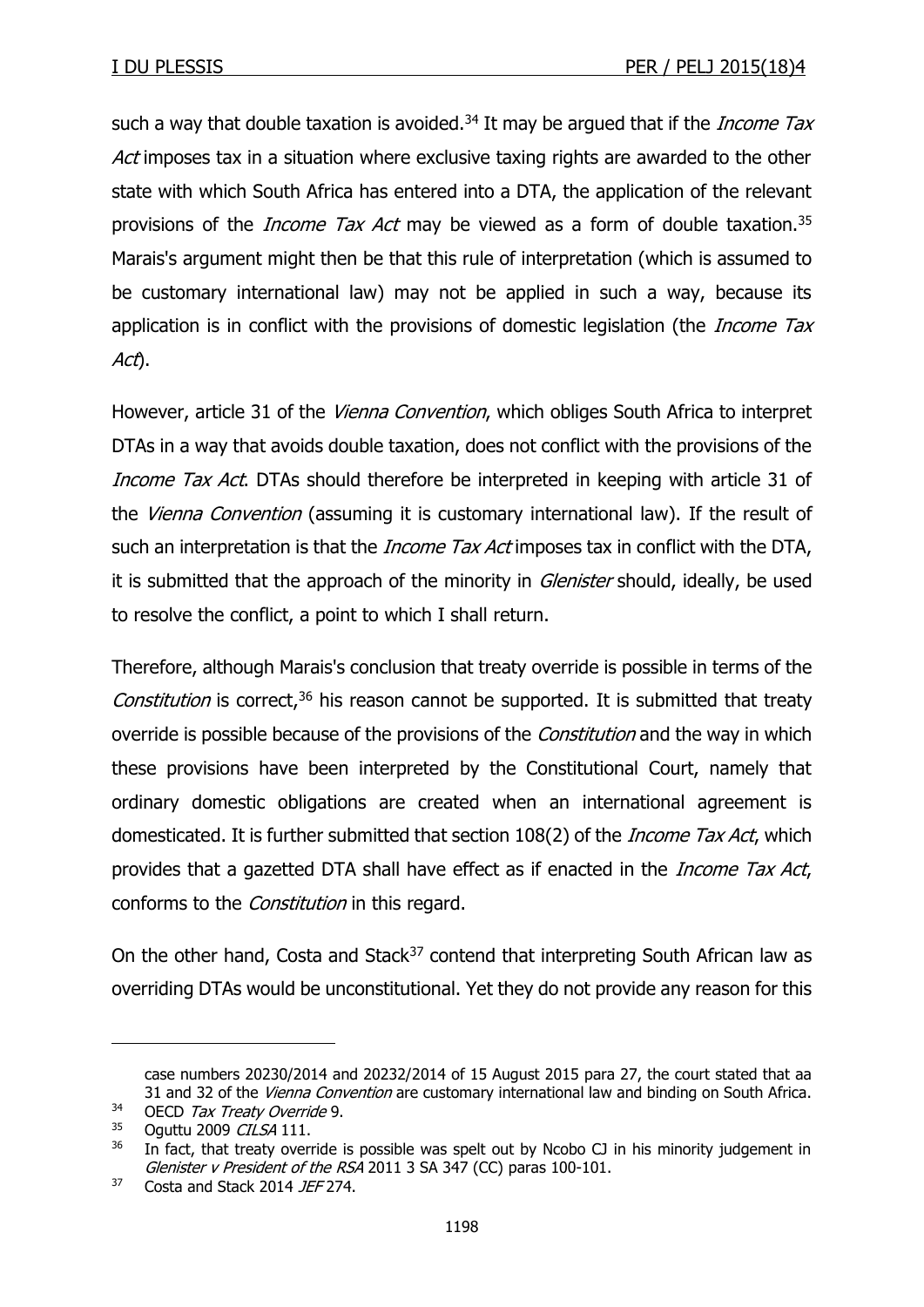such a way that double taxation is avoided.[34] It may be argued that if the *Income Tax Act* imposes tax in a situation where exclusive taxing rights are awarded to the other state with which South Africa has entered into a DTA, the application of the relevant provisions of the *Income Tax Act* may be viewed as a form of double taxation.[35] Marais's argument might then be that this rule of interpretation (which is assumed to be customary international law) may not be applied in such a way, because its application is in conflict with the provisions of domestic legislation (the *Income Tax Act*).

However, article 31 of the *Vienna Convention*, which obliges South Africa to interpret DTAs in a way that avoids double taxation, does not conflict with the provisions of the *Income Tax Act*. DTAs should therefore be interpreted in keeping with article 31 of the *Vienna Convention* (assuming it is customary international law). If the result of such an interpretation is that the *Income Tax Act* imposes tax in conflict with the DTA, it is submitted that the approach of the minority in *Glenister* should, ideally, be used to resolve the conflict, a point to which I shall return.

Therefore, although Marais's conclusion that treaty override is possible in terms of the *Constitution* is correct,[36] his reason cannot be supported. It is submitted that treaty override is possible because of the provisions of the *Constitution* and the way in which these provisions have been interpreted by the Constitutional Court, namely that ordinary domestic obligations are created when an international agreement is domesticated. It is further submitted that section 108(2) of the *Income Tax Act*, which provides that a gazetted DTA shall have effect as if enacted in the *Income Tax Act*, conforms to the *Constitution* in this regard.

On the other hand, Costa and Stack[37] contend that interpreting South African law as overriding DTAs would be unconstitutional. Yet they do not provide any reason for this

---

case numbers 20230/2014 and 20232/2014 of 15 August 2015 para 27, the court stated that aa 31 and 32 of the *Vienna Convention* are customary international law and binding on South Africa.

[34] OECD *Tax Treaty Override* 9.

[35] Oguttu 2009 *CILSA* 111.

[36] In fact, that treaty override is possible was spelt out by Ncobo CJ in his minority judgement in *Glenister v President of the RSA* 2011 3 SA 347 (CC) paras 100-101.

[37] Costa and Stack 2014 *JEF* 274.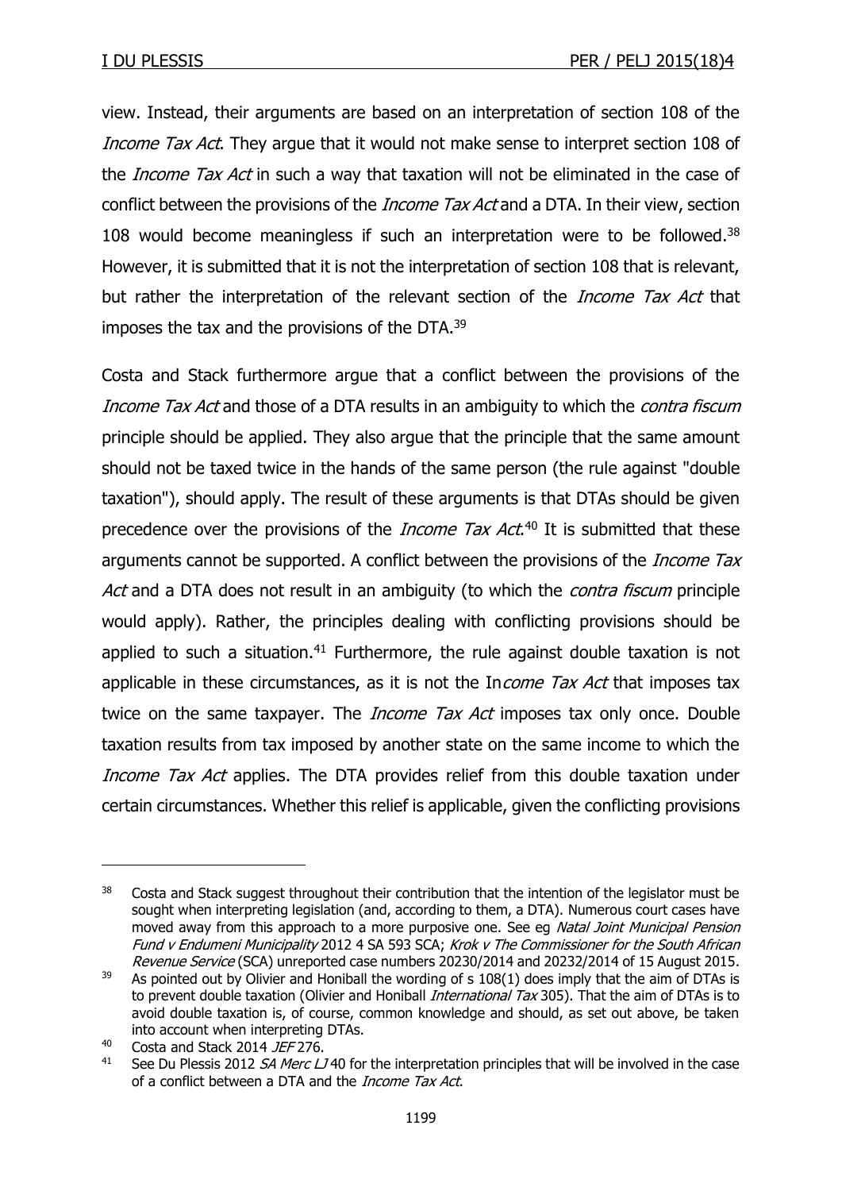view. Instead, their arguments are based on an interpretation of section 108 of the *Income Tax Act*. They argue that it would not make sense to interpret section 108 of the *Income Tax Act* in such a way that taxation will not be eliminated in the case of conflict between the provisions of the *Income Tax Act* and a DTA. In their view, section 108 would become meaningless if such an interpretation were to be followed.[38] However, it is submitted that it is not the interpretation of section 108 that is relevant, but rather the interpretation of the relevant section of the *Income Tax Act* that imposes the tax and the provisions of the DTA.[39]

Costa and Stack furthermore argue that a conflict between the provisions of the *Income Tax Act* and those of a DTA results in an ambiguity to which the *contra fiscum* principle should be applied. They also argue that the principle that the same amount should not be taxed twice in the hands of the same person (the rule against "double taxation"), should apply. The result of these arguments is that DTAs should be given precedence over the provisions of the *Income Tax Act*.[40] It is submitted that these arguments cannot be supported. A conflict between the provisions of the *Income Tax Act* and a DTA does not result in an ambiguity (to which the *contra fiscum* principle would apply). Rather, the principles dealing with conflicting provisions should be applied to such a situation.[41] Furthermore, the rule against double taxation is not applicable in these circumstances, as it is not the In*come Tax Act* that imposes tax twice on the same taxpayer. The *Income Tax Act* imposes tax only once. Double taxation results from tax imposed by another state on the same income to which the *Income Tax Act* applies. The DTA provides relief from this double taxation under certain circumstances. Whether this relief is applicable, given the conflicting provisions

---

[38] Costa and Stack suggest throughout their contribution that the intention of the legislator must be sought when interpreting legislation (and, according to them, a DTA). Numerous court cases have moved away from this approach to a more purposive one. See eg *Natal Joint Municipal Pension Fund v Endumeni Municipality* 2012 4 SA 593 SCA; *Krok v The Commissioner for the South African Revenue Service* (SCA) unreported case numbers 20230/2014 and 20232/2014 of 15 August 2015.

[39] As pointed out by Olivier and Honiball the wording of s 108(1) does imply that the aim of DTAs is to prevent double taxation (Olivier and Honiball *International Tax* 305). That the aim of DTAs is to avoid double taxation is, of course, common knowledge and should, as set out above, be taken into account when interpreting DTAs.

[40] Costa and Stack 2014 *JEF* 276.

[41] See Du Plessis 2012 *SA Merc LJ* 40 for the interpretation principles that will be involved in the case of a conflict between a DTA and the *Income Tax Act*.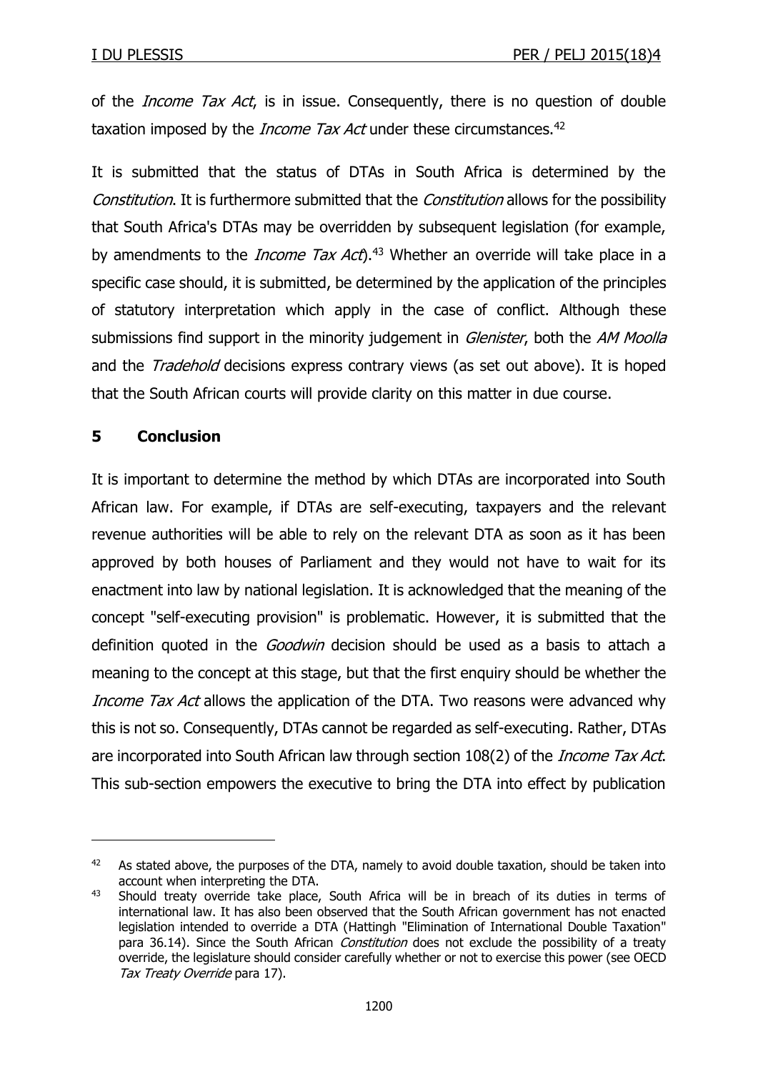of the *Income Tax Act*, is in issue. Consequently, there is no question of double taxation imposed by the *Income Tax Act* under these circumstances.[42]

It is submitted that the status of DTAs in South Africa is determined by the *Constitution*. It is furthermore submitted that the *Constitution* allows for the possibility that South Africa's DTAs may be overridden by subsequent legislation (for example, by amendments to the *Income Tax Act*).[43] Whether an override will take place in a specific case should, it is submitted, be determined by the application of the principles of statutory interpretation which apply in the case of conflict. Although these submissions find support in the minority judgement in *Glenister*, both the *AM Moolla* and the *Tradehold* decisions express contrary views (as set out above). It is hoped that the South African courts will provide clarity on this matter in due course.

## 5 Conclusion

It is important to determine the method by which DTAs are incorporated into South African law. For example, if DTAs are self-executing, taxpayers and the relevant revenue authorities will be able to rely on the relevant DTA as soon as it has been approved by both houses of Parliament and they would not have to wait for its enactment into law by national legislation. It is acknowledged that the meaning of the concept "self-executing provision" is problematic. However, it is submitted that the definition quoted in the *Goodwin* decision should be used as a basis to attach a meaning to the concept at this stage, but that the first enquiry should be whether the *Income Tax Act* allows the application of the DTA. Two reasons were advanced why this is not so. Consequently, DTAs cannot be regarded as self-executing. Rather, DTAs are incorporated into South African law through section 108(2) of the *Income Tax Act*. This sub-section empowers the executive to bring the DTA into effect by publication

---

[42] As stated above, the purposes of the DTA, namely to avoid double taxation, should be taken into account when interpreting the DTA.

[43] Should treaty override take place, South Africa will be in breach of its duties in terms of international law. It has also been observed that the South African government has not enacted legislation intended to override a DTA (Hattingh "Elimination of International Double Taxation" para 36.14). Since the South African *Constitution* does not exclude the possibility of a treaty override, the legislature should consider carefully whether or not to exercise this power (see OECD *Tax Treaty Override* para 17).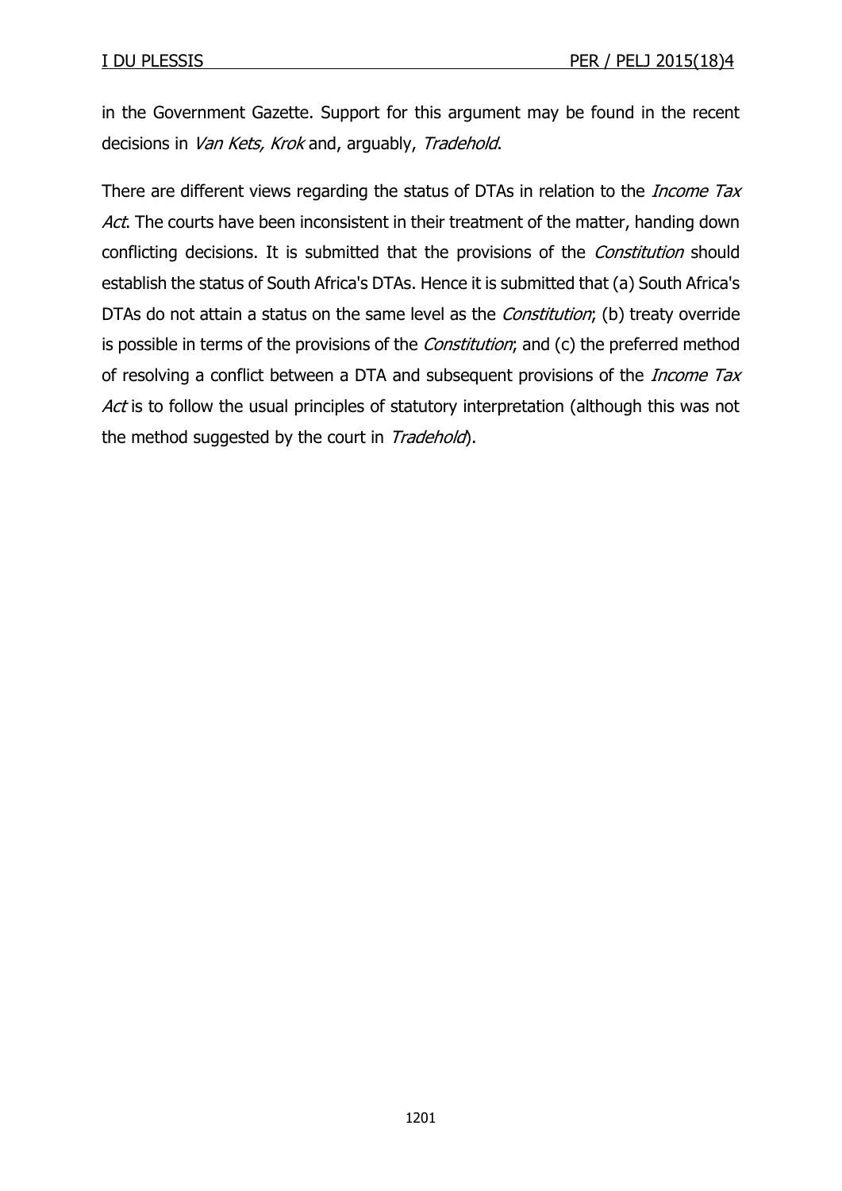in the Government Gazette. Support for this argument may be found in the recent decisions in *Van Kets, Krok* and, arguably, *Tradehold*.

There are different views regarding the status of DTAs in relation to the *Income Tax Act*. The courts have been inconsistent in their treatment of the matter, handing down conflicting decisions. It is submitted that the provisions of the *Constitution* should establish the status of South Africa's DTAs. Hence it is submitted that (a) South Africa's DTAs do not attain a status on the same level as the *Constitution*; (b) treaty override is possible in terms of the provisions of the *Constitution*; and (c) the preferred method of resolving a conflict between a DTA and subsequent provisions of the *Income Tax Act* is to follow the usual principles of statutory interpretation (although this was not the method suggested by the court in *Tradehold*).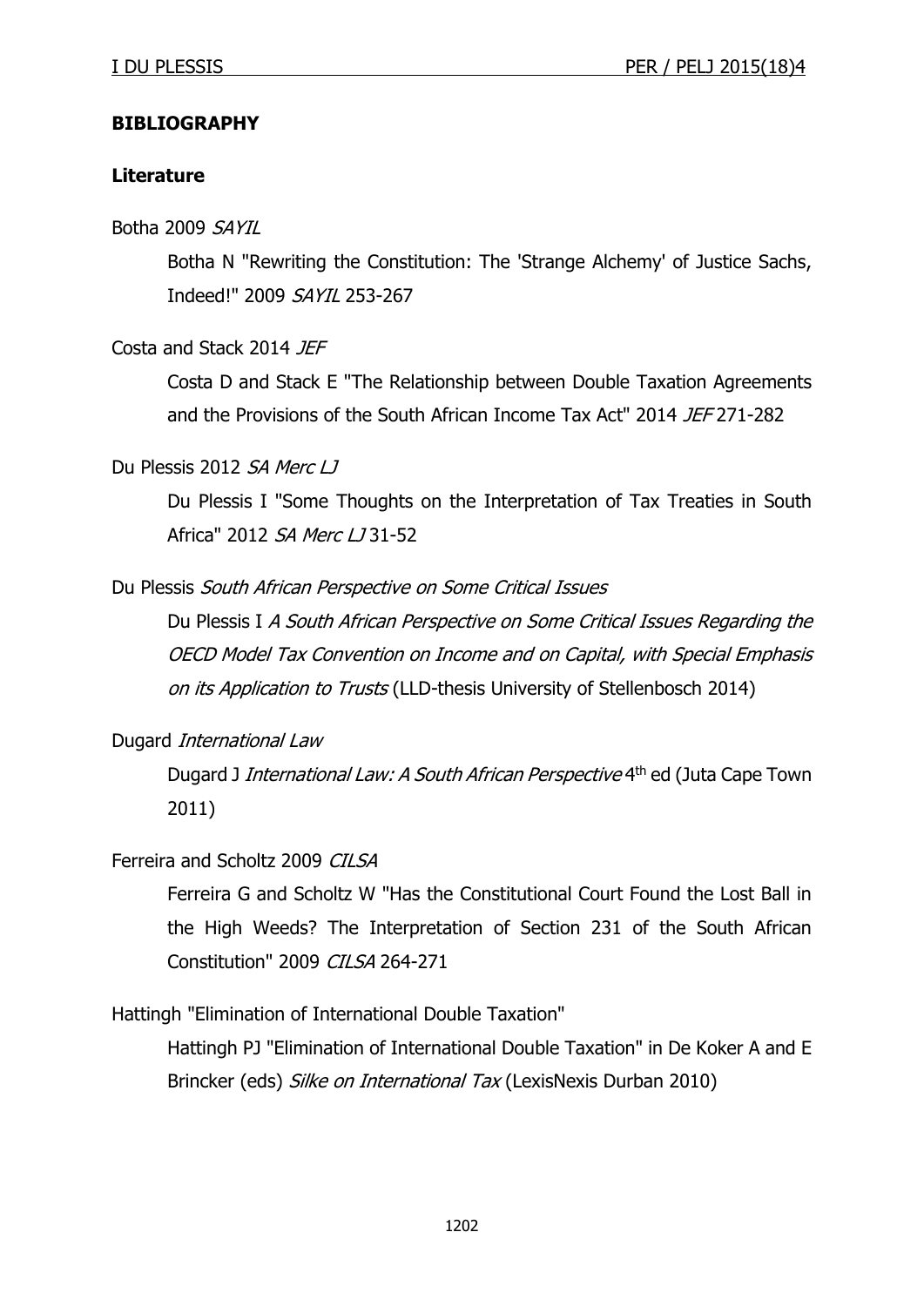## BIBLIOGRAPHY

### Literature

Botha 2009 *SAYIL*

Botha N "Rewriting the Constitution: The 'Strange Alchemy' of Justice Sachs, Indeed!" 2009 *SAYIL* 253-267

Costa and Stack 2014 *JEF*

Costa D and Stack E "The Relationship between Double Taxation Agreements and the Provisions of the South African Income Tax Act" 2014 *JEF* 271-282

Du Plessis 2012 *SA Merc LJ*

Du Plessis I "Some Thoughts on the Interpretation of Tax Treaties in South Africa" 2012 *SA Merc LJ* 31-52

Du Plessis *South African Perspective on Some Critical Issues*

Du Plessis I *A South African Perspective on Some Critical Issues Regarding the OECD Model Tax Convention on Income and on Capital, with Special Emphasis on its Application to Trusts* (LLD-thesis University of Stellenbosch 2014)

Dugard *International Law*

Dugard J *International Law: A South African Perspective* 4th ed (Juta Cape Town 2011)

Ferreira and Scholtz 2009 *CILSA*

Ferreira G and Scholtz W "Has the Constitutional Court Found the Lost Ball in the High Weeds? The Interpretation of Section 231 of the South African Constitution" 2009 *CILSA* 264-271

Hattingh "Elimination of International Double Taxation"

Hattingh PJ "Elimination of International Double Taxation" in De Koker A and E Brincker (eds) *Silke on International Tax* (LexisNexis Durban 2010)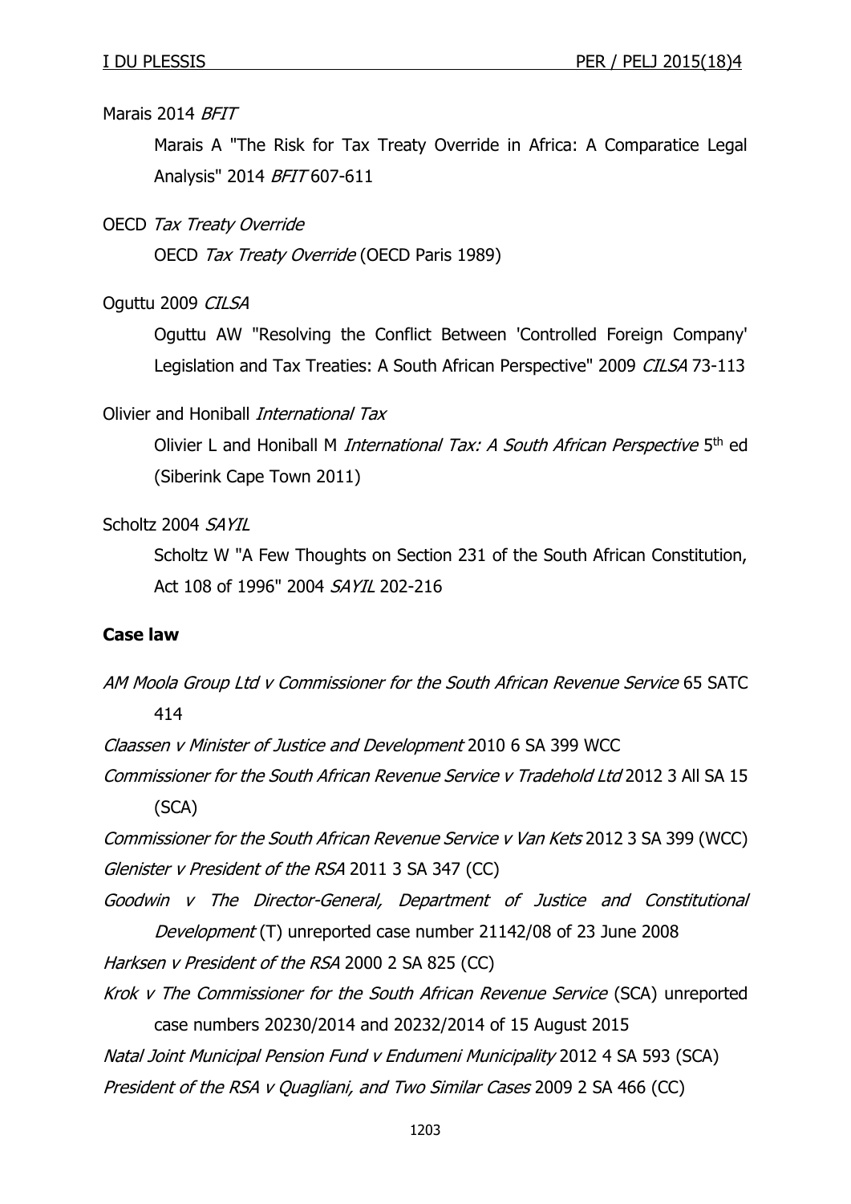Marais 2014 *BFIT*

Marais A "The Risk for Tax Treaty Override in Africa: A Comparatice Legal Analysis" 2014 *BFIT* 607-611

OECD *Tax Treaty Override*

OECD *Tax Treaty Override* (OECD Paris 1989)

Oguttu 2009 *CILSA*

Oguttu AW "Resolving the Conflict Between 'Controlled Foreign Company' Legislation and Tax Treaties: A South African Perspective" 2009 *CILSA* 73-113

Olivier and Honiball *International Tax*

Olivier L and Honiball M *International Tax: A South African Perspective* 5th ed (Siberink Cape Town 2011)

Scholtz 2004 *SAYIL*

Scholtz W "A Few Thoughts on Section 231 of the South African Constitution, Act 108 of 1996" 2004 *SAYIL* 202-216

**Case law**

*AM Moola Group Ltd v Commissioner for the South African Revenue Service* 65 SATC 414

*Claassen v Minister of Justice and Development* 2010 6 SA 399 WCC

*Commissioner for the South African Revenue Service v Tradehold Ltd* 2012 3 All SA 15 (SCA)

*Commissioner for the South African Revenue Service v Van Kets* 2012 3 SA 399 (WCC)

*Glenister v President of the RSA* 2011 3 SA 347 (CC)

*Goodwin v The Director-General, Department of Justice and Constitutional Development* (T) unreported case number 21142/08 of 23 June 2008

*Harksen v President of the RSA* 2000 2 SA 825 (CC)

*Krok v The Commissioner for the South African Revenue Service* (SCA) unreported case numbers 20230/2014 and 20232/2014 of 15 August 2015

*Natal Joint Municipal Pension Fund v Endumeni Municipality* 2012 4 SA 593 (SCA)

*President of the RSA v Quagliani, and Two Similar Cases* 2009 2 SA 466 (CC)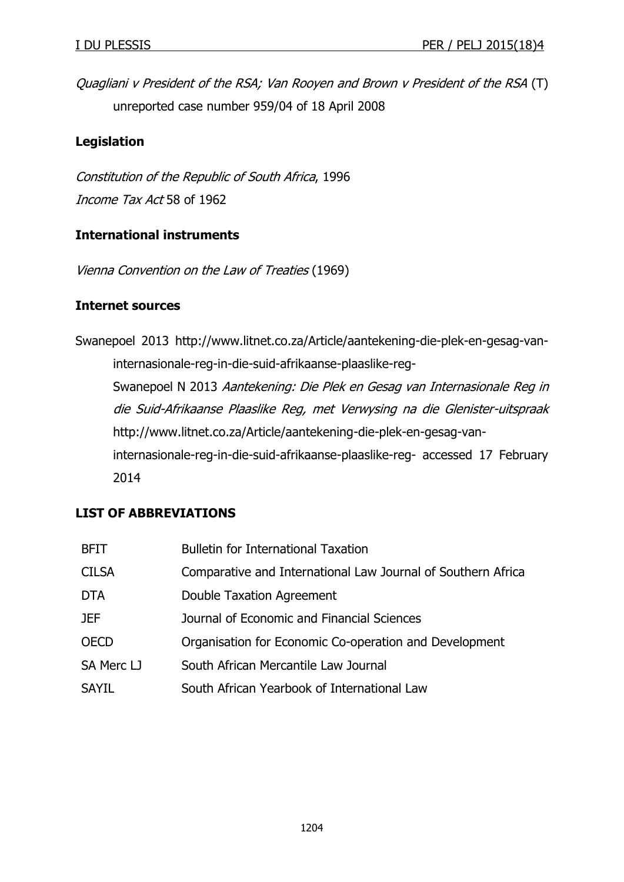*Quagliani v President of the RSA; Van Rooyen and Brown v President of the RSA* (T) unreported case number 959/04 of 18 April 2008

**Legislation**

*Constitution of the Republic of South Africa*, 1996

*Income Tax Act* 58 of 1962

**International instruments**

*Vienna Convention on the Law of Treaties* (1969)

**Internet sources**

Swanepoel 2013 http://www.litnet.co.za/Article/aantekening-die-plek-en-gesag-van-internasionale-reg-in-die-suid-afrikaanse-plaaslike-reg-
Swanepoel N 2013 *Aantekening: Die Plek en Gesag van Internasionale Reg in die Suid-Afrikaanse Plaaslike Reg, met Verwysing na die Glenister-uitspraak* http://www.litnet.co.za/Article/aantekening-die-plek-en-gesag-van-internasionale-reg-in-die-suid-afrikaanse-plaaslike-reg- accessed 17 February 2014

**LIST OF ABBREVIATIONS**

| | |
|---|---|
| BFIT | Bulletin for International Taxation |
| CILSA | Comparative and International Law Journal of Southern Africa |
| DTA | Double Taxation Agreement |
| JEF | Journal of Economic and Financial Sciences |
| OECD | Organisation for Economic Co-operation and Development |
| SA Merc LJ | South African Mercantile Law Journal |
| SAYIL | South African Yearbook of International Law |